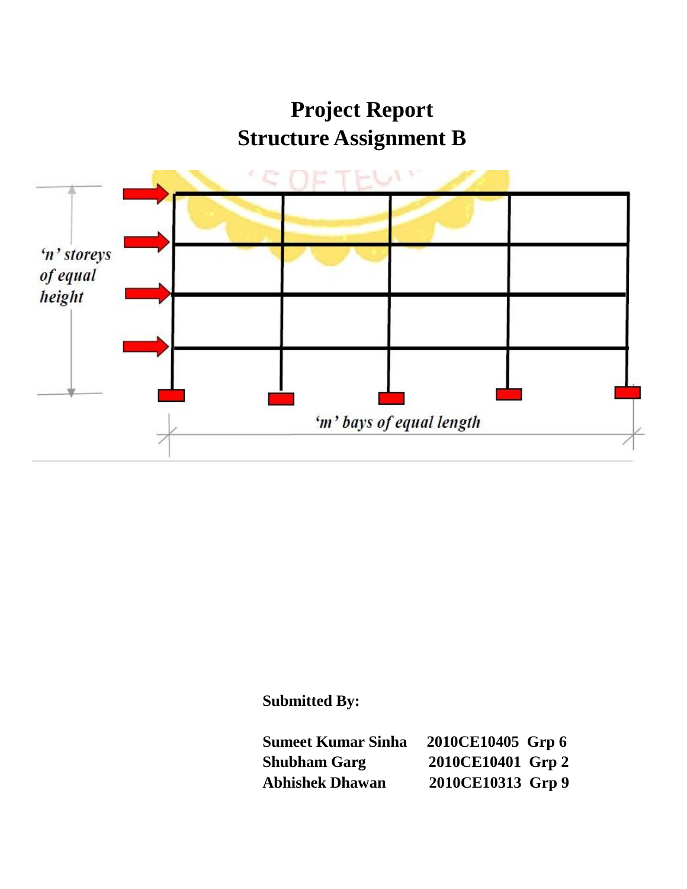# Project Report
# Structure Assignment B

'n' storeys of equal height

'm' bays of equal length

**Submitted By:**

| | | |
|---|---|---|
| **Sumeet Kumar Sinha** | **2010CE10405** | **Grp 6** |
| **Shubham Garg** | **2010CE10401** | **Grp 2** |
| **Abhishek Dhawan** | **2010CE10313** | **Grp 9** |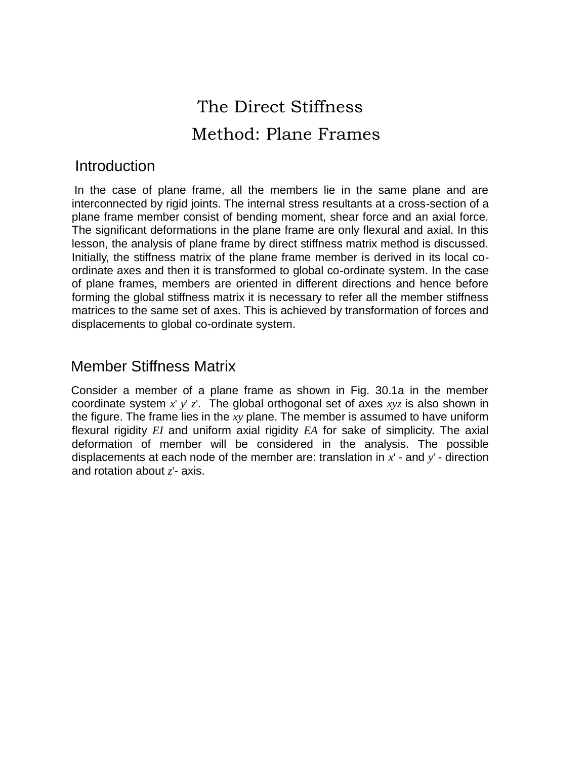# The Direct Stiffness Method: Plane Frames

## Introduction

In the case of plane frame, all the members lie in the same plane and are interconnected by rigid joints. The internal stress resultants at a cross-section of a plane frame member consist of bending moment, shear force and an axial force. The significant deformations in the plane frame are only flexural and axial. In this lesson, the analysis of plane frame by direct stiffness matrix method is discussed. Initially, the stiffness matrix of the plane frame member is derived in its local co-ordinate axes and then it is transformed to global co-ordinate system. In the case of plane frames, members are oriented in different directions and hence before forming the global stiffness matrix it is necessary to refer all the member stiffness matrices to the same set of axes. This is achieved by transformation of forces and displacements to global co-ordinate system.

## Member Stiffness Matrix

Consider a member of a plane frame as shown in Fig. 30.1a in the member coordinate system $x' \, y' \, z'$. The global orthogonal set of axes $xyz$ is also shown in the figure. The frame lies in the $xy$ plane. The member is assumed to have uniform flexural rigidity $EI$ and uniform axial rigidity $EA$ for sake of simplicity. The axial deformation of member will be considered in the analysis. The possible displacements at each node of the member are: translation in $x'$ - and $y'$ - direction and rotation about $z'$- axis.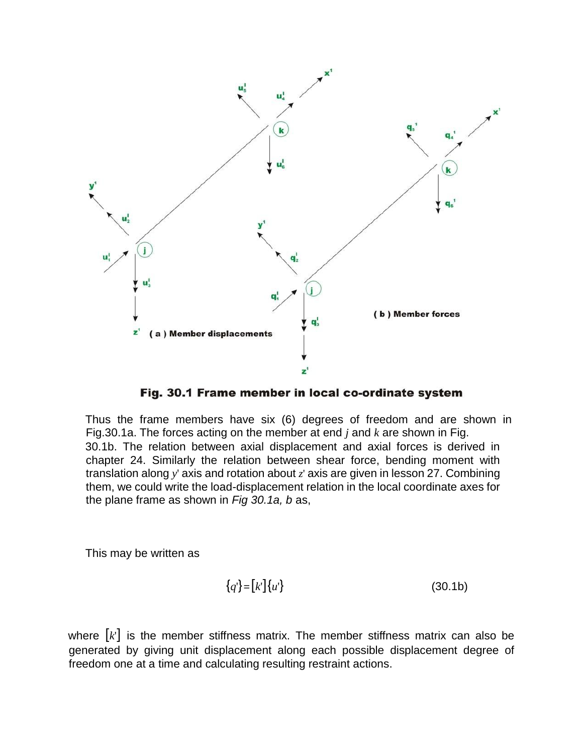Fig. 30.1 Frame member in local co-ordinate system

Thus the frame members have six (6) degrees of freedom and are shown in Fig.30.1a. The forces acting on the member at end $j$ and $k$ are shown in Fig. 30.1b. The relation between axial displacement and axial forces is derived in chapter 24. Similarly the relation between shear force, bending moment with translation along $y'$ axis and rotation about $z'$ axis are given in lesson 27. Combining them, we could write the load-displacement relation in the local coordinate axes for the plane frame as shown in *Fig 30.1a, b* as,

This may be written as

$$\{q'\} = [k']\{u'\} \tag{30.1b}$$

where $[k']$ is the member stiffness matrix. The member stiffness matrix can also be generated by giving unit displacement along each possible displacement degree of freedom one at a time and calculating resulting restraint actions.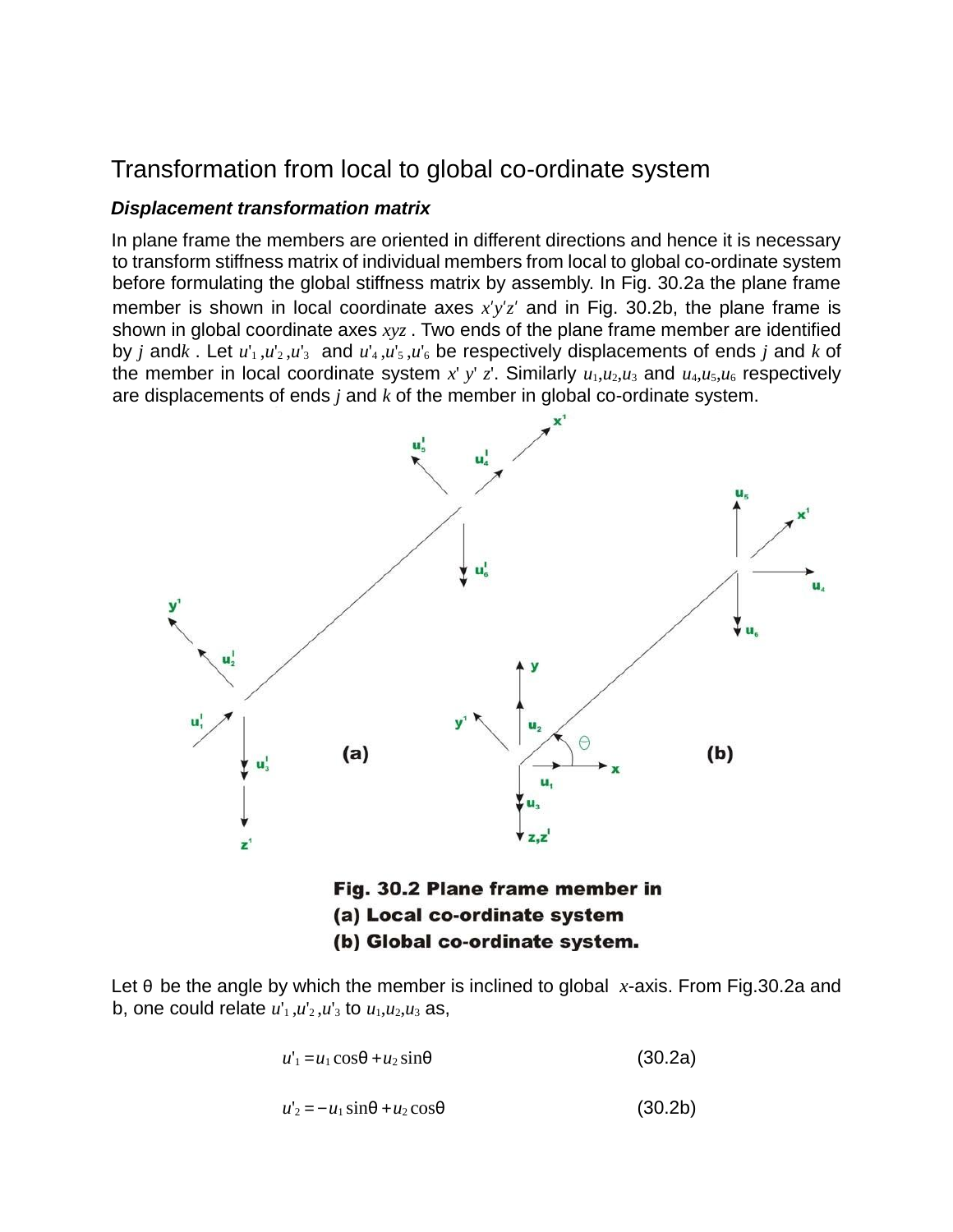## Transformation from local to global co-ordinate system

### *Displacement transformation matrix*

In plane frame the members are oriented in different directions and hence it is necessary to transform stiffness matrix of individual members from local to global co-ordinate system before formulating the global stiffness matrix by assembly. In Fig. 30.2a the plane frame member is shown in local coordinate axes $x'y'z'$ and in Fig. 30.2b, the plane frame is shown in global coordinate axes $xyz$. Two ends of the plane frame member are identified by $j$ and $k$. Let $u'_1, u'_2, u'_3$ and $u'_4, u'_5, u'_6$ be respectively displacements of ends $j$ and $k$ of the member in local coordinate system $x'\ y'\ z'$. Similarly $u_1, u_2, u_3$ and $u_4, u_5, u_6$ respectively are displacements of ends $j$ and $k$ of the member in global co-ordinate system.

**Fig. 30.2 Plane frame member in**
**(a) Local co-ordinate system**
**(b) Global co-ordinate system.**

Let $\theta$ be the angle by which the member is inclined to global $x$-axis. From Fig.30.2a and b, one could relate $u'_1, u'_2, u'_3$ to $u_1, u_2, u_3$ as,

$$u'_1 = u_1 \cos\theta + u_2 \sin\theta \qquad (30.2a)$$

$$u'_2 = -u_1 \sin\theta + u_2 \cos\theta \qquad (30.2b)$$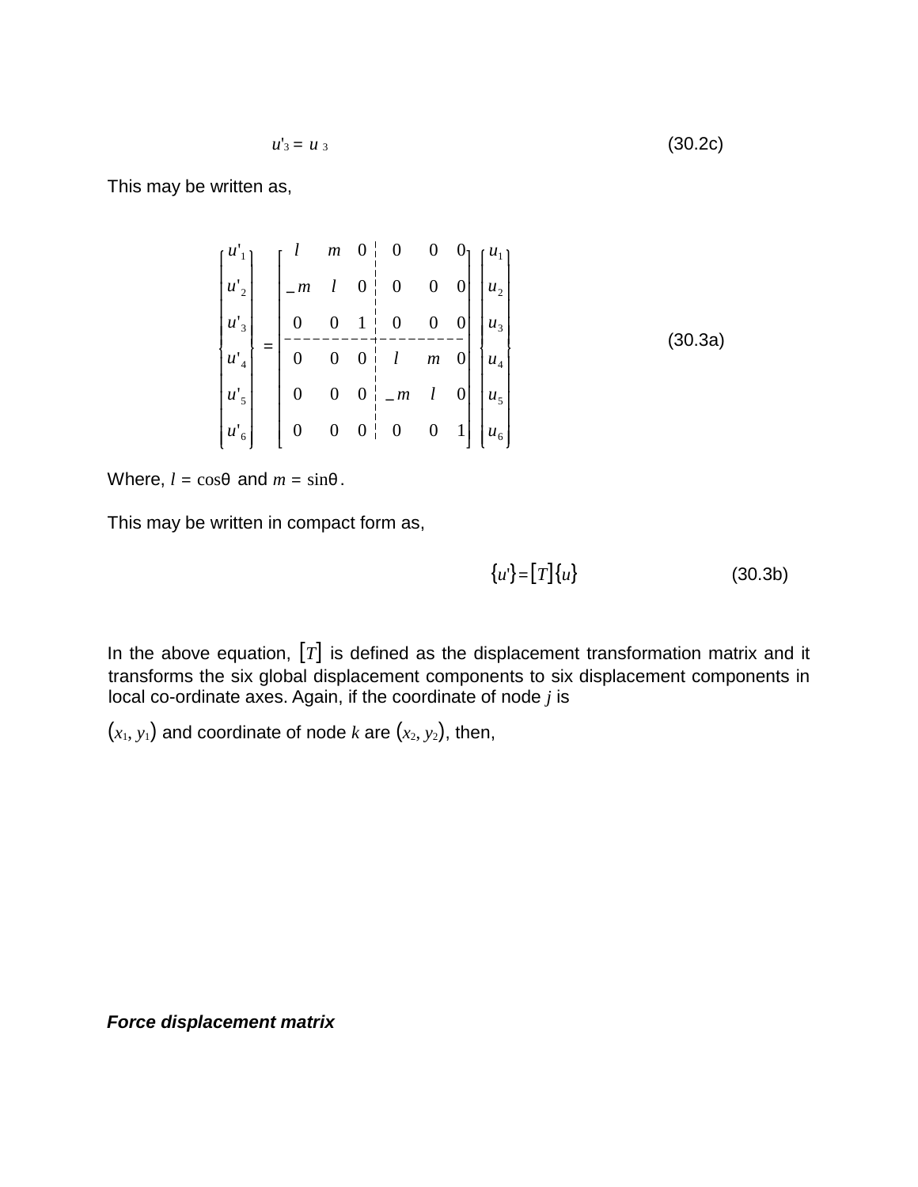$$u'_3 = u_3 \tag{30.2c}$$

This may be written as,

$$\begin{Bmatrix} u'_1 \\ u'_2 \\ u'_3 \\ u'_4 \\ u'_5 \\ u'_6 \end{Bmatrix} = \left[\begin{array}{ccc|ccc} l & m & 0 & 0 & 0 & 0 \\ -m & l & 0 & 0 & 0 & 0 \\ 0 & 0 & 1 & 0 & 0 & 0 \\ \hline 0 & 0 & 0 & l & m & 0 \\ 0 & 0 & 0 & -m & l & 0 \\ 0 & 0 & 0 & 0 & 0 & 1 \end{array}\right] \begin{Bmatrix} u_1 \\ u_2 \\ u_3 \\ u_4 \\ u_5 \\ u_6 \end{Bmatrix} \tag{30.3a}$$

Where, $l = \cos\theta$ and $m = \sin\theta$.

This may be written in compact form as,

$$\{u'\} = [T]\{u\} \tag{30.3b}$$

In the above equation, $[T]$ is defined as the displacement transformation matrix and it transforms the six global displacement components to six displacement components in local co-ordinate axes. Again, if the coordinate of node $j$ is $(x_1, y_1)$ and coordinate of node $k$ are $(x_2, y_2)$, then,

***Force displacement matrix***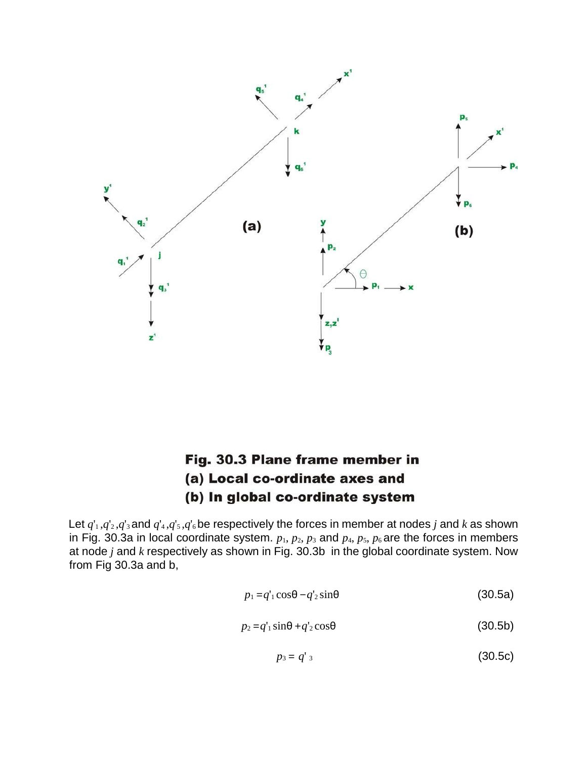**Fig. 30.3 Plane frame member in**
**(a) Local co-ordinate axes and**
**(b) In global co-ordinate system**

Let $q'_1, q'_2, q'_3$ and $q'_4, q'_5, q'_6$ be respectively the forces in member at nodes $j$ and $k$ as shown in Fig. 30.3a in local coordinate system. $p_1$, $p_2$, $p_3$ and $p_4$, $p_5$, $p_6$ are the forces in members at node $j$ and $k$ respectively as shown in Fig. 30.3b in the global coordinate system. Now from Fig 30.3a and b,

$$p_1 = q'_1 \cos\theta - q'_2 \sin\theta \qquad (30.5a)$$

$$p_2 = q'_1 \sin\theta + q'_2 \cos\theta \qquad (30.5b)$$

$$p_3 = q'_3 \qquad (30.5c)$$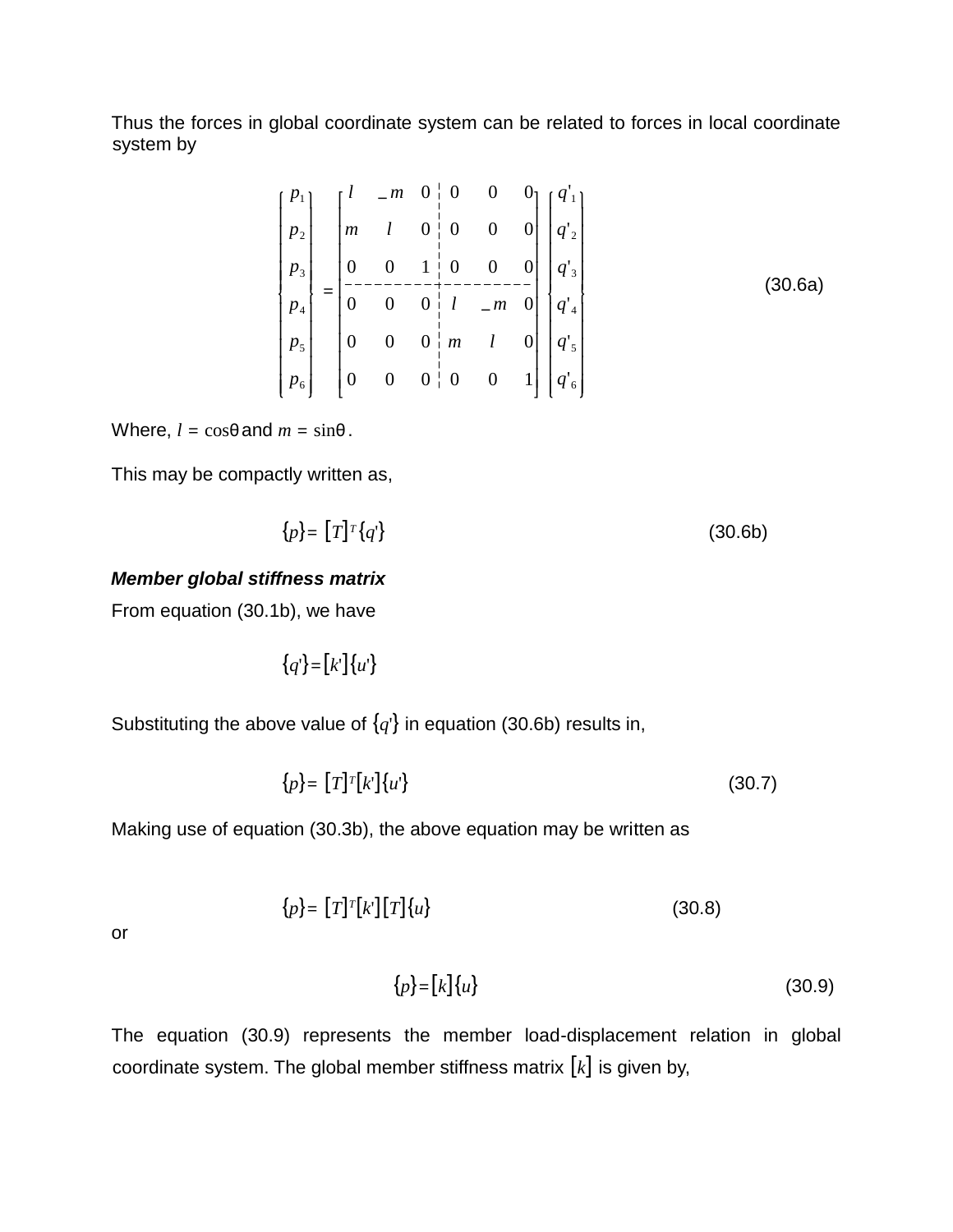Thus the forces in global coordinate system can be related to forces in local coordinate system by

$$\begin{Bmatrix} p_1 \\ p_2 \\ p_3 \\ p_4 \\ p_5 \\ p_6 \end{Bmatrix} = \begin{bmatrix} l & -m & 0 & 0 & 0 & 0 \\ m & l & 0 & 0 & 0 & 0 \\ 0 & 0 & 1 & 0 & 0 & 0 \\ 0 & 0 & 0 & l & -m & 0 \\ 0 & 0 & 0 & m & l & 0 \\ 0 & 0 & 0 & 0 & 0 & 1 \end{bmatrix} \begin{Bmatrix} q'_1 \\ q'_2 \\ q'_3 \\ q'_4 \\ q'_5 \\ q'_6 \end{Bmatrix} \tag{30.6a}$$

Where, $l = \cos\theta$ and $m = \sin\theta$.

This may be compactly written as,

$$\{p\} = [T]^T \{q'\} \tag{30.6b}$$

***Member global stiffness matrix***

From equation (30.1b), we have

$$\{q'\} = [k']\{u'\}$$

Substituting the above value of $\{q'\}$ in equation (30.6b) results in,

$$\{p\} = [T]^T [k'] \{u'\} \tag{30.7}$$

Making use of equation (30.3b), the above equation may be written as

$$\{p\} = [T]^T [k'] [T] \{u\} \tag{30.8}$$

or

$$\{p\} = [k]\{u\} \tag{30.9}$$

The equation (30.9) represents the member load-displacement relation in global coordinate system. The global member stiffness matrix $[k]$ is given by,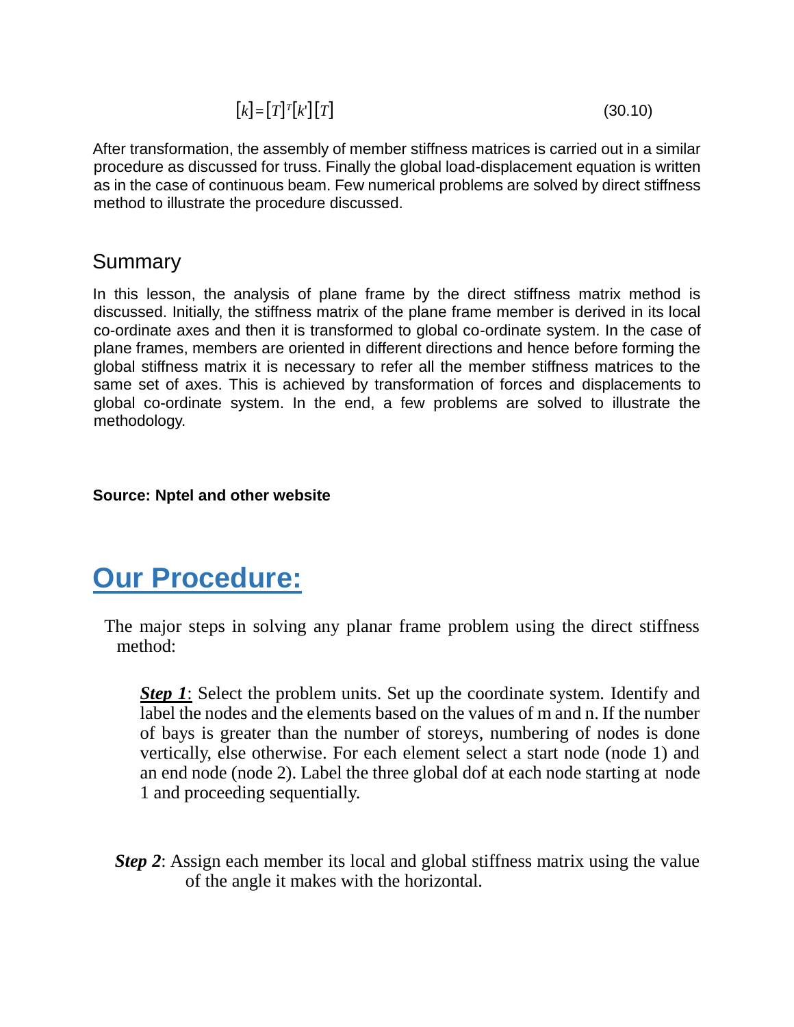$$[k] = [T]^T [k'] [T] \tag{30.10}$$

After transformation, the assembly of member stiffness matrices is carried out in a similar procedure as discussed for truss. Finally the global load-displacement equation is written as in the case of continuous beam. Few numerical problems are solved by direct stiffness method to illustrate the procedure discussed.

## Summary

In this lesson, the analysis of plane frame by the direct stiffness matrix method is discussed. Initially, the stiffness matrix of the plane frame member is derived in its local co-ordinate axes and then it is transformed to global co-ordinate system. In the case of plane frames, members are oriented in different directions and hence before forming the global stiffness matrix it is necessary to refer all the member stiffness matrices to the same set of axes. This is achieved by transformation of forces and displacements to global co-ordinate system. In the end, a few problems are solved to illustrate the methodology.

**Source: Nptel and other website**

# Our Procedure:

The major steps in solving any planar frame problem using the direct stiffness method:

***Step 1***: Select the problem units. Set up the coordinate system. Identify and label the nodes and the elements based on the values of m and n. If the number of bays is greater than the number of storeys, numbering of nodes is done vertically, else otherwise. For each element select a start node (node 1) and an end node (node 2). Label the three global dof at each node starting at node 1 and proceeding sequentially.

***Step 2***: Assign each member its local and global stiffness matrix using the value of the angle it makes with the horizontal.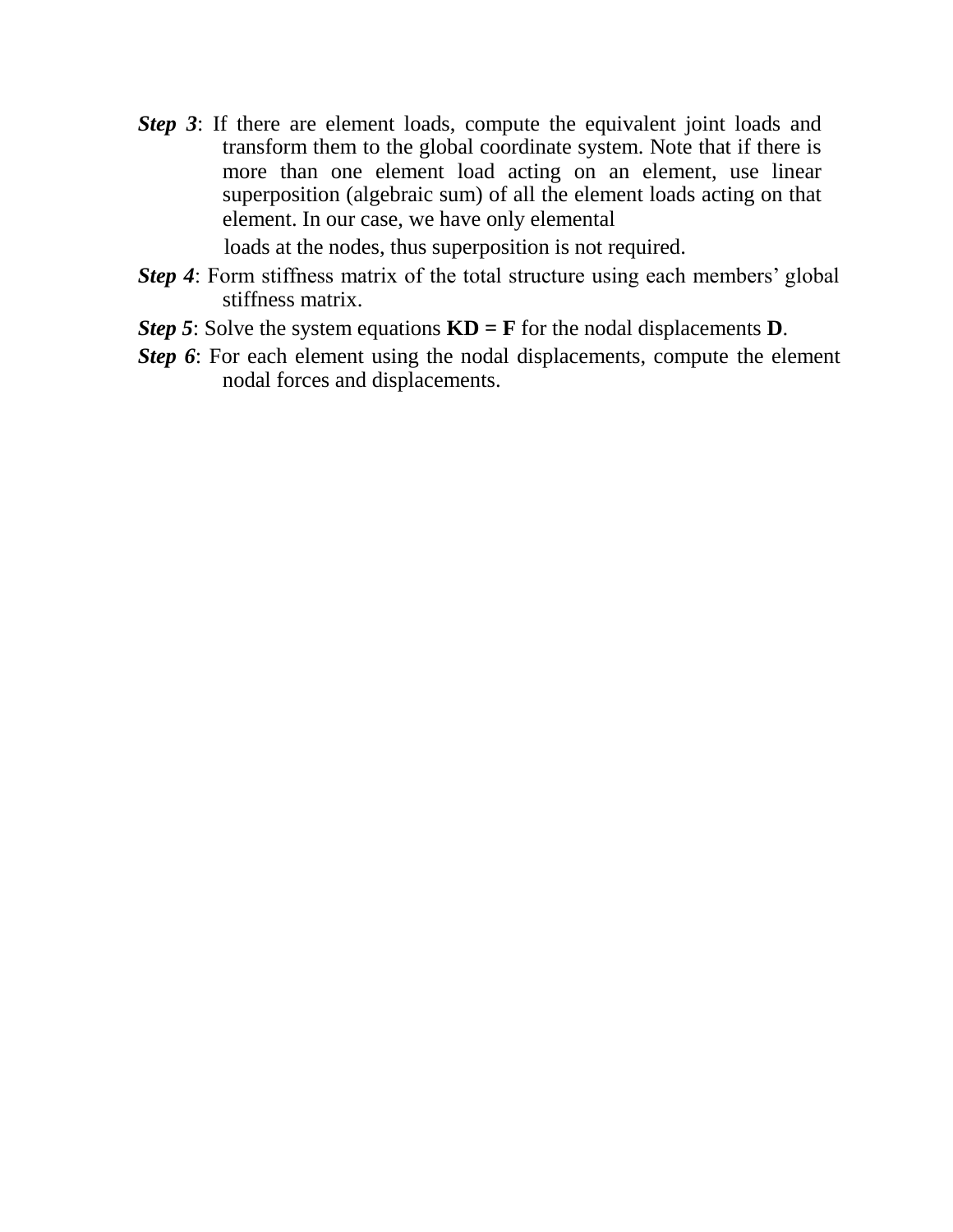***Step 3***: If there are element loads, compute the equivalent joint loads and transform them to the global coordinate system. Note that if there is more than one element load acting on an element, use linear superposition (algebraic sum) of all the element loads acting on that element. In our case, we have only elemental loads at the nodes, thus superposition is not required.

***Step 4***: Form stiffness matrix of the total structure using each members' global stiffness matrix.

***Step 5***: Solve the system equations **KD = F** for the nodal displacements **D**.

***Step 6***: For each element using the nodal displacements, compute the element nodal forces and displacements.